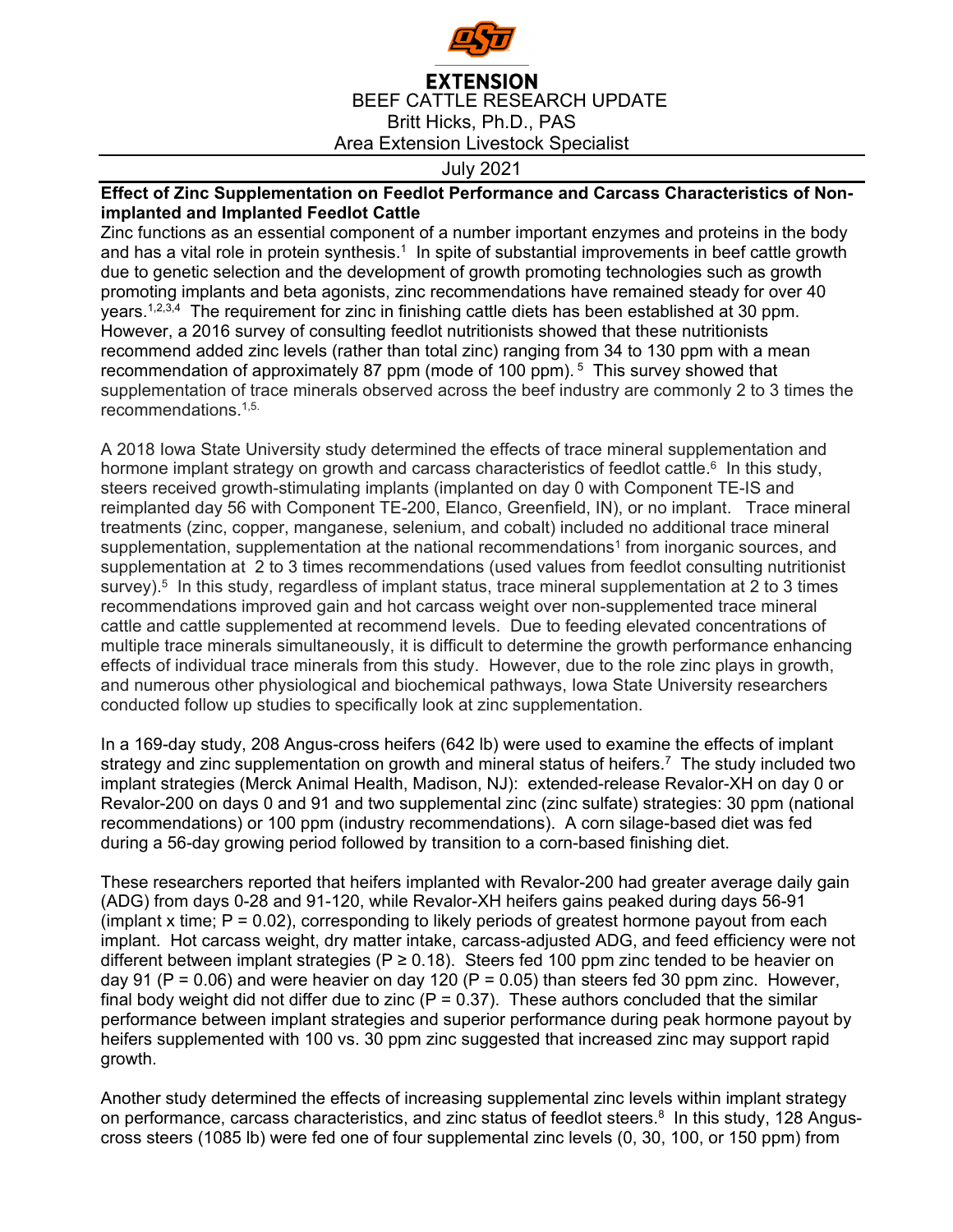**EXTENSION**

BEEF CATTLE RESEARCH UPDATE

Britt Hicks, Ph.D., PAS

Area Extension Livestock Specialist

July 2021

**Effect of Zinc Supplementation on Feedlot Performance and Carcass Characteristics of Non-implanted and Implanted Feedlot Cattle**

Zinc functions as an essential component of a number important enzymes and proteins in the body and has a vital role in protein synthesis.[1] In spite of substantial improvements in beef cattle growth due to genetic selection and the development of growth promoting technologies such as growth promoting implants and beta agonists, zinc recommendations have remained steady for over 40 years.[1,2,3,4] The requirement for zinc in finishing cattle diets has been established at 30 ppm. However, a 2016 survey of consulting feedlot nutritionists showed that these nutritionists recommend added zinc levels (rather than total zinc) ranging from 34 to 130 ppm with a mean recommendation of approximately 87 ppm (mode of 100 ppm).[5] This survey showed that supplementation of trace minerals observed across the beef industry are commonly 2 to 3 times the recommendations.[1,5]

A 2018 Iowa State University study determined the effects of trace mineral supplementation and hormone implant strategy on growth and carcass characteristics of feedlot cattle.[6] In this study, steers received growth-stimulating implants (implanted on day 0 with Component TE-IS and reimplanted day 56 with Component TE-200, Elanco, Greenfield, IN), or no implant. Trace mineral treatments (zinc, copper, manganese, selenium, and cobalt) included no additional trace mineral supplementation, supplementation at the national recommendations[1] from inorganic sources, and supplementation at 2 to 3 times recommendations (used values from feedlot consulting nutritionist survey).[5] In this study, regardless of implant status, trace mineral supplementation at 2 to 3 times recommendations improved gain and hot carcass weight over non-supplemented trace mineral cattle and cattle supplemented at recommend levels. Due to feeding elevated concentrations of multiple trace minerals simultaneously, it is difficult to determine the growth performance enhancing effects of individual trace minerals from this study. However, due to the role zinc plays in growth, and numerous other physiological and biochemical pathways, Iowa State University researchers conducted follow up studies to specifically look at zinc supplementation.

In a 169-day study, 208 Angus-cross heifers (642 lb) were used to examine the effects of implant strategy and zinc supplementation on growth and mineral status of heifers.[7] The study included two implant strategies (Merck Animal Health, Madison, NJ): extended-release Revalor-XH on day 0 or Revalor-200 on days 0 and 91 and two supplemental zinc (zinc sulfate) strategies: 30 ppm (national recommendations) or 100 ppm (industry recommendations). A corn silage-based diet was fed during a 56-day growing period followed by transition to a corn-based finishing diet.

These researchers reported that heifers implanted with Revalor-200 had greater average daily gain (ADG) from days 0-28 and 91-120, while Revalor-XH heifers gains peaked during days 56-91 (implant x time; $P = 0.02$), corresponding to likely periods of greatest hormone payout from each implant. Hot carcass weight, dry matter intake, carcass-adjusted ADG, and feed efficiency were not different between implant strategies ($P \geq 0.18$). Steers fed 100 ppm zinc tended to be heavier on day 91 ($P = 0.06$) and were heavier on day 120 ($P = 0.05$) than steers fed 30 ppm zinc. However, final body weight did not differ due to zinc ($P = 0.37$). These authors concluded that the similar performance between implant strategies and superior performance during peak hormone payout by heifers supplemented with 100 vs. 30 ppm zinc suggested that increased zinc may support rapid growth.

Another study determined the effects of increasing supplemental zinc levels within implant strategy on performance, carcass characteristics, and zinc status of feedlot steers.[8] In this study, 128 Angus-cross steers (1085 lb) were fed one of four supplemental zinc levels (0, 30, 100, or 150 ppm) from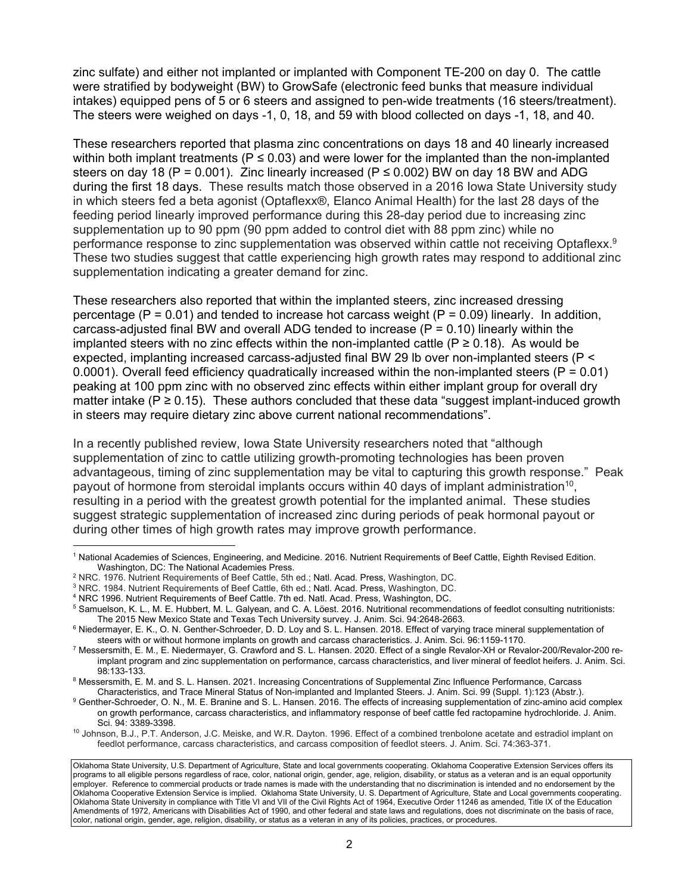zinc sulfate) and either not implanted or implanted with Component TE-200 on day 0. The cattle were stratified by bodyweight (BW) to GrowSafe (electronic feed bunks that measure individual intakes) equipped pens of 5 or 6 steers and assigned to pen-wide treatments (16 steers/treatment). The steers were weighed on days -1, 0, 18, and 59 with blood collected on days -1, 18, and 40.

These researchers reported that plasma zinc concentrations on days 18 and 40 linearly increased within both implant treatments ($P \le 0.03$) and were lower for the implanted than the non-implanted steers on day 18 ($P = 0.001$). Zinc linearly increased ($P \le 0.002$) BW on day 18 BW and ADG during the first 18 days. These results match those observed in a 2016 Iowa State University study in which steers fed a beta agonist (Optaflexx®, Elanco Animal Health) for the last 28 days of the feeding period linearly improved performance during this 28-day period due to increasing zinc supplementation up to 90 ppm (90 ppm added to control diet with 88 ppm zinc) while no performance response to zinc supplementation was observed within cattle not receiving Optaflexx.[9] These two studies suggest that cattle experiencing high growth rates may respond to additional zinc supplementation indicating a greater demand for zinc.

These researchers also reported that within the implanted steers, zinc increased dressing percentage ($P = 0.01$) and tended to increase hot carcass weight ($P = 0.09$) linearly. In addition, carcass-adjusted final BW and overall ADG tended to increase ($P = 0.10$) linearly within the implanted steers with no zinc effects within the non-implanted cattle ($P \ge 0.18$). As would be expected, implanting increased carcass-adjusted final BW 29 lb over non-implanted steers ($P < 0.0001$). Overall feed efficiency quadratically increased within the non-implanted steers ($P = 0.01$) peaking at 100 ppm zinc with no observed zinc effects within either implant group for overall dry matter intake ($P \ge 0.15$). These authors concluded that these data "suggest implant-induced growth in steers may require dietary zinc above current national recommendations".

In a recently published review, Iowa State University researchers noted that "although supplementation of zinc to cattle utilizing growth-promoting technologies has been proven advantageous, timing of zinc supplementation may be vital to capturing this growth response." Peak payout of hormone from steroidal implants occurs within 40 days of implant administration[10], resulting in a period with the greatest growth potential for the implanted animal. These studies suggest strategic supplementation of increased zinc during periods of peak hormonal payout or during other times of high growth rates may improve growth performance.

---

[1] National Academies of Sciences, Engineering, and Medicine. 2016. Nutrient Requirements of Beef Cattle, Eighth Revised Edition. Washington, DC: The National Academies Press.

[2] NRC. 1976. Nutrient Requirements of Beef Cattle, 5th ed.; Natl. Acad. Press, Washington, DC.

[3] NRC. 1984. Nutrient Requirements of Beef Cattle, 6th ed.; Natl. Acad. Press, Washington, DC.

[4] NRC 1996. Nutrient Requirements of Beef Cattle. 7th ed. Natl. Acad. Press, Washington, DC.

[5] Samuelson, K. L., M. E. Hubbert, M. L. Galyean, and C. A. Löest. 2016. Nutritional recommendations of feedlot consulting nutritionists: The 2015 New Mexico State and Texas Tech University survey. J. Anim. Sci. 94:2648-2663.

[6] Niedermayer, E. K., O. N. Genther-Schroeder, D. D. Loy and S. L. Hansen. 2018. Effect of varying trace mineral supplementation of steers with or without hormone implants on growth and carcass characteristics. J. Anim. Sci. 96:1159-1170.

[7] Messersmith, E. M., E. Niedermayer, G. Crawford and S. L. Hansen. 2020. Effect of a single Revalor-XH or Revalor-200/Revalor-200 re-implant program and zinc supplementation on performance, carcass characteristics, and liver mineral of feedlot heifers. J. Anim. Sci. 98:133-133.

[8] Messersmith, E. M. and S. L. Hansen. 2021. Increasing Concentrations of Supplemental Zinc Influence Performance, Carcass Characteristics, and Trace Mineral Status of Non-implanted and Implanted Steers. J. Anim. Sci. 99 (Suppl. 1):123 (Abstr.).

[9] Genther-Schroeder, O. N., M. E. Branine and S. L. Hansen. 2016. The effects of increasing supplementation of zinc-amino acid complex on growth performance, carcass characteristics, and inflammatory response of beef cattle fed ractopamine hydrochloride. J. Anim. Sci. 94: 3389-3398.

[10] Johnson, B.J., P.T. Anderson, J.C. Meiske, and W.R. Dayton. 1996. Effect of a combined trenbolone acetate and estradiol implant on feedlot performance, carcass characteristics, and carcass composition of feedlot steers. J. Anim. Sci. 74:363-371.

Oklahoma State University, U.S. Department of Agriculture, State and local governments cooperating. Oklahoma Cooperative Extension Services offers its programs to all eligible persons regardless of race, color, national origin, gender, age, religion, disability, or status as a veteran and is an equal opportunity employer. Reference to commercial products or trade names is made with the understanding that no discrimination is intended and no endorsement by the Oklahoma Cooperative Extension Service is implied. Oklahoma State University, U. S. Department of Agriculture, State and Local governments cooperating. Oklahoma State University in compliance with Title VI and VII of the Civil Rights Act of 1964, Executive Order 11246 as amended, Title IX of the Education Amendments of 1972, Americans with Disabilities Act of 1990, and other federal and state laws and regulations, does not discriminate on the basis of race, color, national origin, gender, age, religion, disability, or status as a veteran in any of its policies, practices, or procedures.